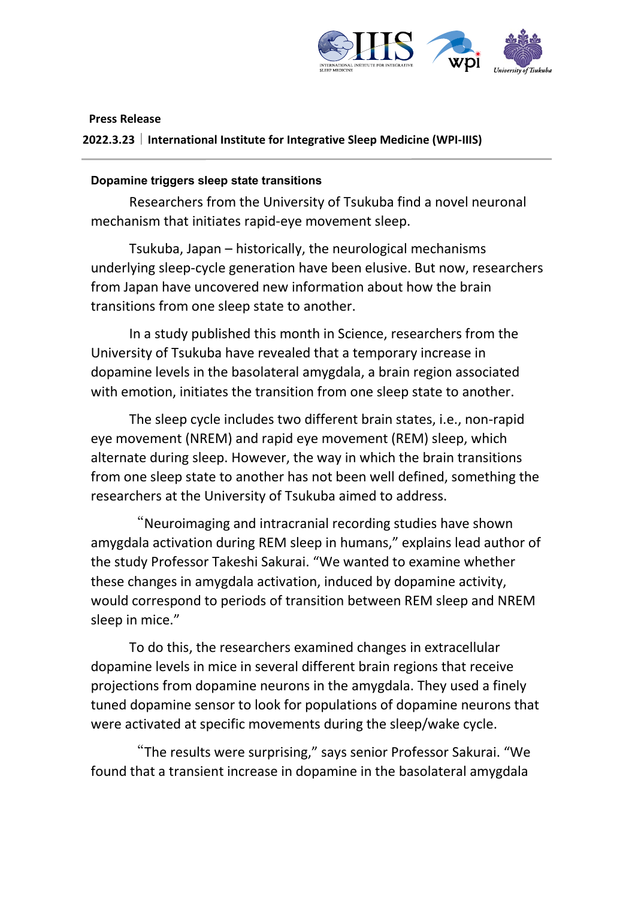**Press Release**

**2022.3.23 | International Institute for Integrative Sleep Medicine (WPI-IIIS)**

---

### Dopamine triggers sleep state transitions

Researchers from the University of Tsukuba find a novel neuronal mechanism that initiates rapid-eye movement sleep.

Tsukuba, Japan – historically, the neurological mechanisms underlying sleep-cycle generation have been elusive. But now, researchers from Japan have uncovered new information about how the brain transitions from one sleep state to another.

In a study published this month in Science, researchers from the University of Tsukuba have revealed that a temporary increase in dopamine levels in the basolateral amygdala, a brain region associated with emotion, initiates the transition from one sleep state to another.

The sleep cycle includes two different brain states, i.e., non-rapid eye movement (NREM) and rapid eye movement (REM) sleep, which alternate during sleep. However, the way in which the brain transitions from one sleep state to another has not been well defined, something the researchers at the University of Tsukuba aimed to address.

"Neuroimaging and intracranial recording studies have shown amygdala activation during REM sleep in humans," explains lead author of the study Professor Takeshi Sakurai. "We wanted to examine whether these changes in amygdala activation, induced by dopamine activity, would correspond to periods of transition between REM sleep and NREM sleep in mice."

To do this, the researchers examined changes in extracellular dopamine levels in mice in several different brain regions that receive projections from dopamine neurons in the amygdala. They used a finely tuned dopamine sensor to look for populations of dopamine neurons that were activated at specific movements during the sleep/wake cycle.

"The results were surprising," says senior Professor Sakurai. "We found that a transient increase in dopamine in the basolateral amygdala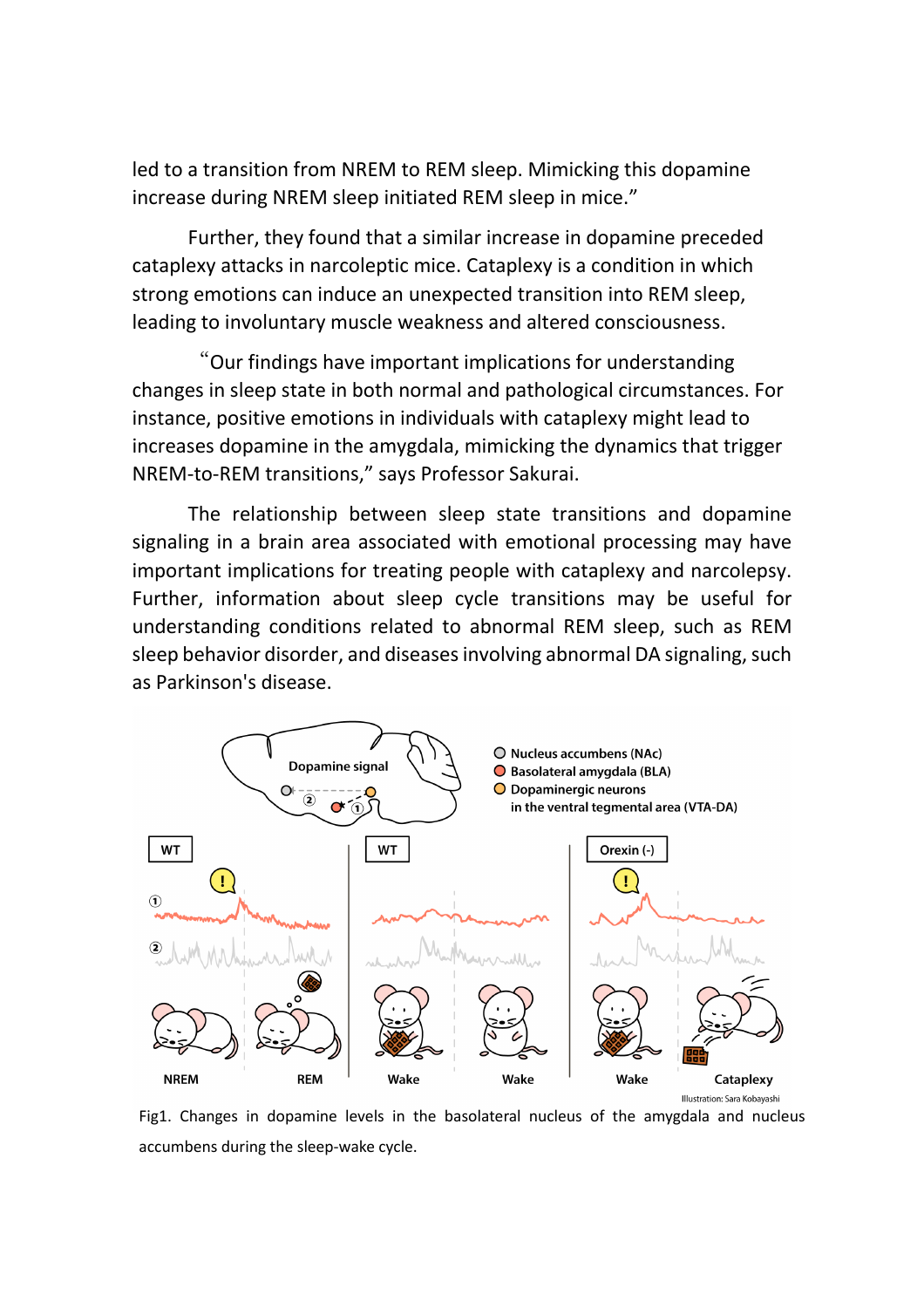led to a transition from NREM to REM sleep. Mimicking this dopamine increase during NREM sleep initiated REM sleep in mice."

Further, they found that a similar increase in dopamine preceded cataplexy attacks in narcoleptic mice. Cataplexy is a condition in which strong emotions can induce an unexpected transition into REM sleep, leading to involuntary muscle weakness and altered consciousness.

"Our findings have important implications for understanding changes in sleep state in both normal and pathological circumstances. For instance, positive emotions in individuals with cataplexy might lead to increases dopamine in the amygdala, mimicking the dynamics that trigger NREM-to-REM transitions," says Professor Sakurai.

The relationship between sleep state transitions and dopamine signaling in a brain area associated with emotional processing may have important implications for treating people with cataplexy and narcolepsy. Further, information about sleep cycle transitions may be useful for understanding conditions related to abnormal REM sleep, such as REM sleep behavior disorder, and diseases involving abnormal DA signaling, such as Parkinson's disease.

Fig1. Changes in dopamine levels in the basolateral nucleus of the amygdala and nucleus accumbens during the sleep-wake cycle.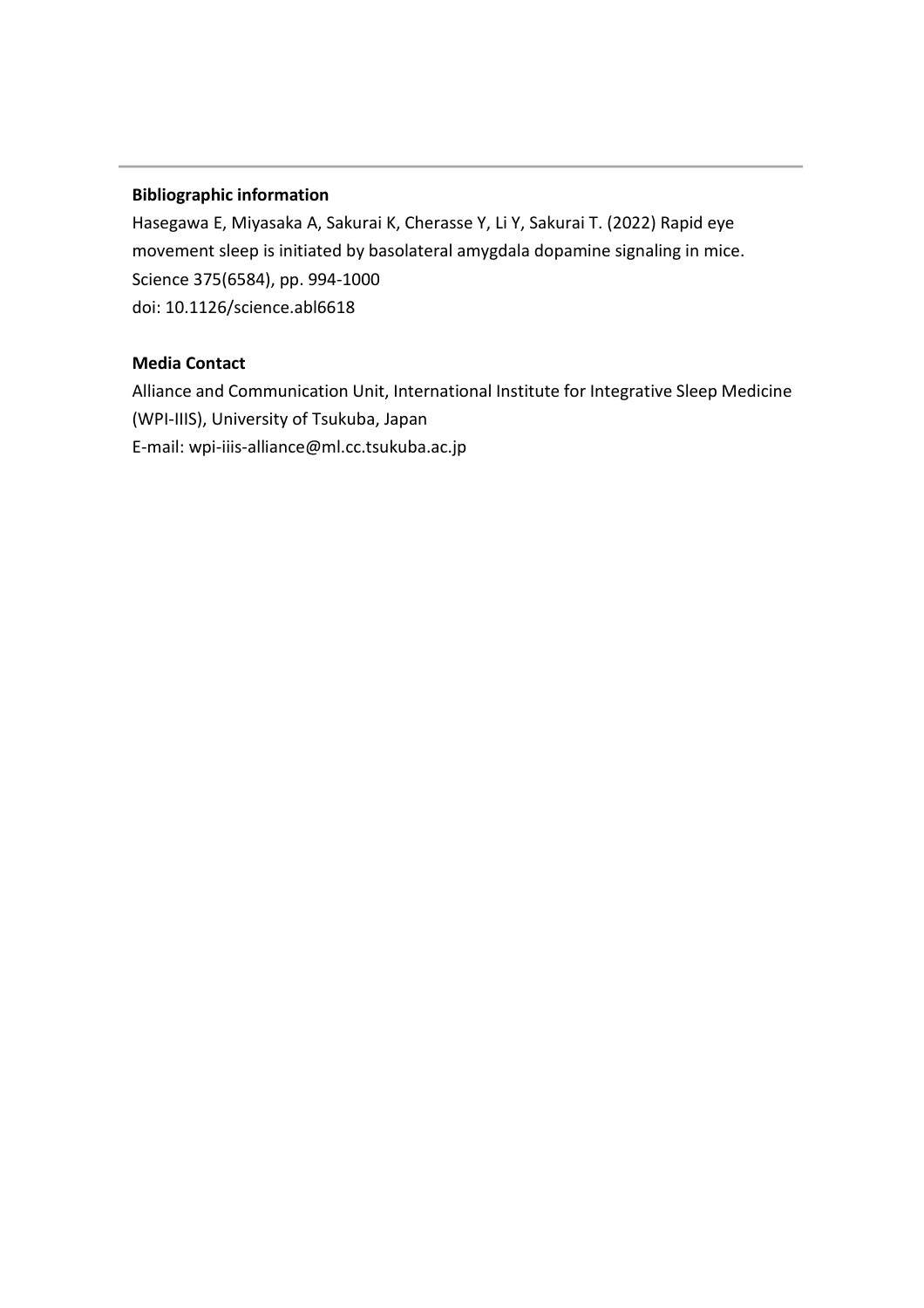**Bibliographic information**

Hasegawa E, Miyasaka A, Sakurai K, Cherasse Y, Li Y, Sakurai T. (2022) Rapid eye movement sleep is initiated by basolateral amygdala dopamine signaling in mice. Science 375(6584), pp. 994-1000
doi: 10.1126/science.abl6618

**Media Contact**

Alliance and Communication Unit, International Institute for Integrative Sleep Medicine (WPI-IIIS), University of Tsukuba, Japan
E-mail: wpi-iiis-alliance@ml.cc.tsukuba.ac.jp